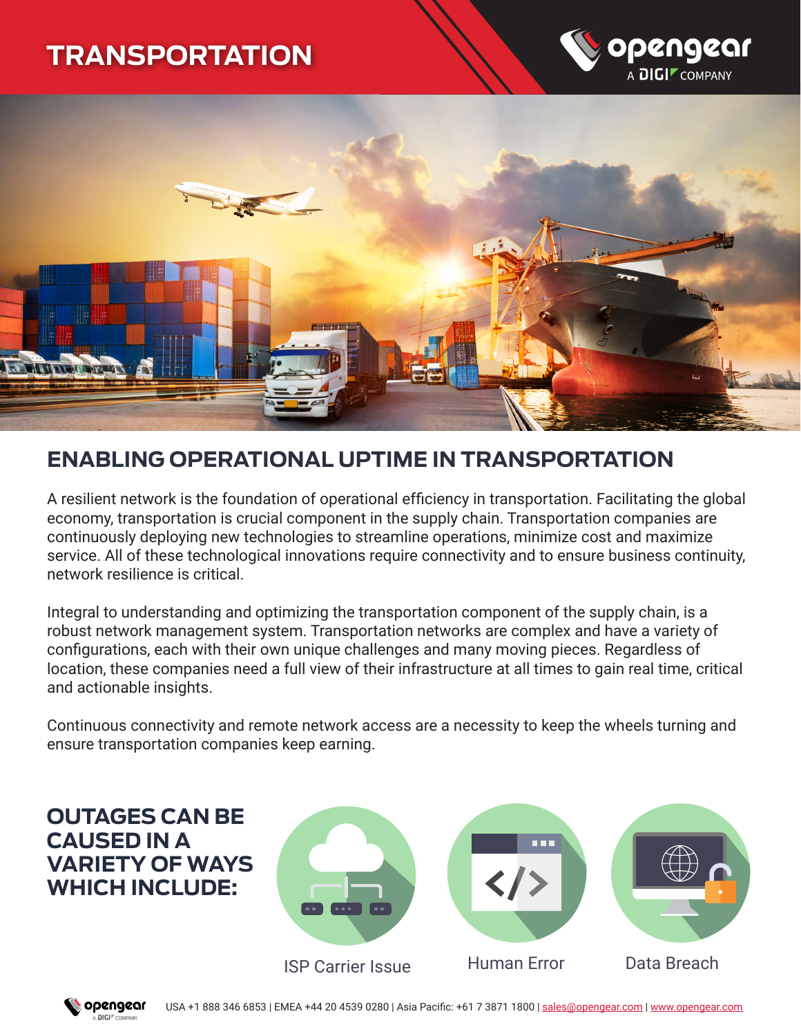# TRANSPORTATION

## ENABLING OPERATIONAL UPTIME IN TRANSPORTATION

A resilient network is the foundation of operational efficiency in transportation. Facilitating the global economy, transportation is crucial component in the supply chain. Transportation companies are continuously deploying new technologies to streamline operations, minimize cost and maximize service. All of these technological innovations require connectivity and to ensure business continuity, network resilience is critical.

Integral to understanding and optimizing the transportation component of the supply chain, is a robust network management system. Transportation networks are complex and have a variety of configurations, each with their own unique challenges and many moving pieces. Regardless of location, these companies need a full view of their infrastructure at all times to gain real time, critical and actionable insights.

Continuous connectivity and remote network access are a necessity to keep the wheels turning and ensure transportation companies keep earning.

## OUTAGES CAN BE CAUSED IN A VARIETY OF WAYS WHICH INCLUDE:

- ISP Carrier Issue
- Human Error
- Data Breach

USA +1 888 346 6853 | EMEA +44 20 4539 0280 | Asia Pacific: +61 7 3871 1800 | sales@opengear.com | www.opengear.com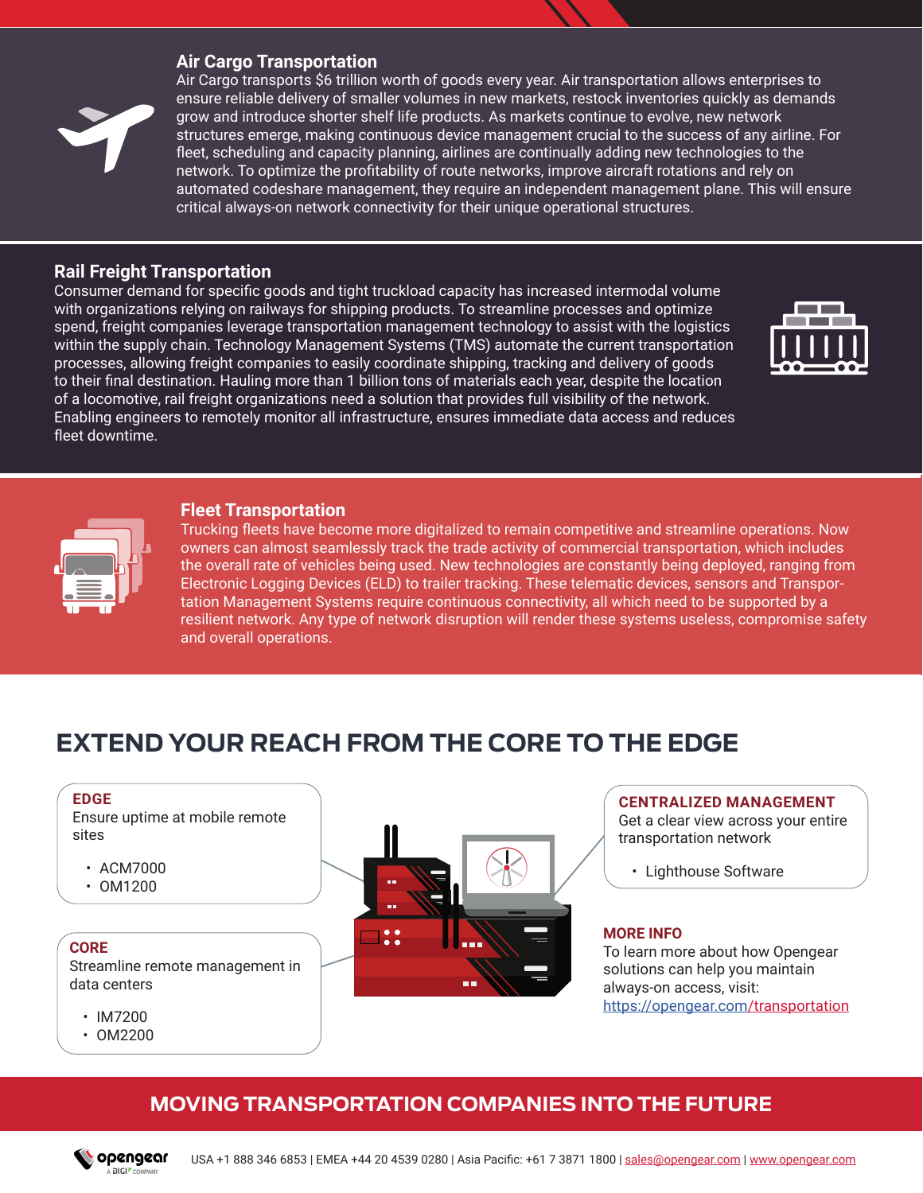## Air Cargo Transportation

Air Cargo transports $6 trillion worth of goods every year. Air transportation allows enterprises to ensure reliable delivery of smaller volumes in new markets, restock inventories quickly as demands grow and introduce shorter shelf life products. As markets continue to evolve, new network structures emerge, making continuous device management crucial to the success of any airline. For fleet, scheduling and capacity planning, airlines are continually adding new technologies to the network. To optimize the profitability of route networks, improve aircraft rotations and rely on automated codeshare management, they require an independent management plane. This will ensure critical always-on network connectivity for their unique operational structures.

## Rail Freight Transportation

Consumer demand for specific goods and tight truckload capacity has increased intermodal volume with organizations relying on railways for shipping products. To streamline processes and optimize spend, freight companies leverage transportation management technology to assist with the logistics within the supply chain. Technology Management Systems (TMS) automate the current transportation processes, allowing freight companies to easily coordinate shipping, tracking and delivery of goods to their final destination. Hauling more than 1 billion tons of materials each year, despite the location of a locomotive, rail freight organizations need a solution that provides full visibility of the network. Enabling engineers to remotely monitor all infrastructure, ensures immediate data access and reduces fleet downtime.

## Fleet Transportation

Trucking fleets have become more digitalized to remain competitive and streamline operations. Now owners can almost seamlessly track the trade activity of commercial transportation, which includes the overall rate of vehicles being used. New technologies are constantly being deployed, ranging from Electronic Logging Devices (ELD) to trailer tracking. These telematic devices, sensors and Transportation Management Systems require continuous connectivity, all which need to be supported by a resilient network. Any type of network disruption will render these systems useless, compromise safety and overall operations.

# EXTEND YOUR REACH FROM THE CORE TO THE EDGE

**EDGE**

Ensure uptime at mobile remote sites

- ACM7000
- OM1200

**CORE**

Streamline remote management in data centers

- IM7200
- OM2200

**CENTRALIZED MANAGEMENT**

Get a clear view across your entire transportation network

- Lighthouse Software

**MORE INFO**

To learn more about how Opengear solutions can help you maintain always-on access, visit: https://opengear.com/transportation

## MOVING TRANSPORTATION COMPANIES INTO THE FUTURE

USA +1 888 346 6853 | EMEA +44 20 4539 0280 | Asia Pacific: +61 7 3871 1800 | sales@opengear.com | www.opengear.com